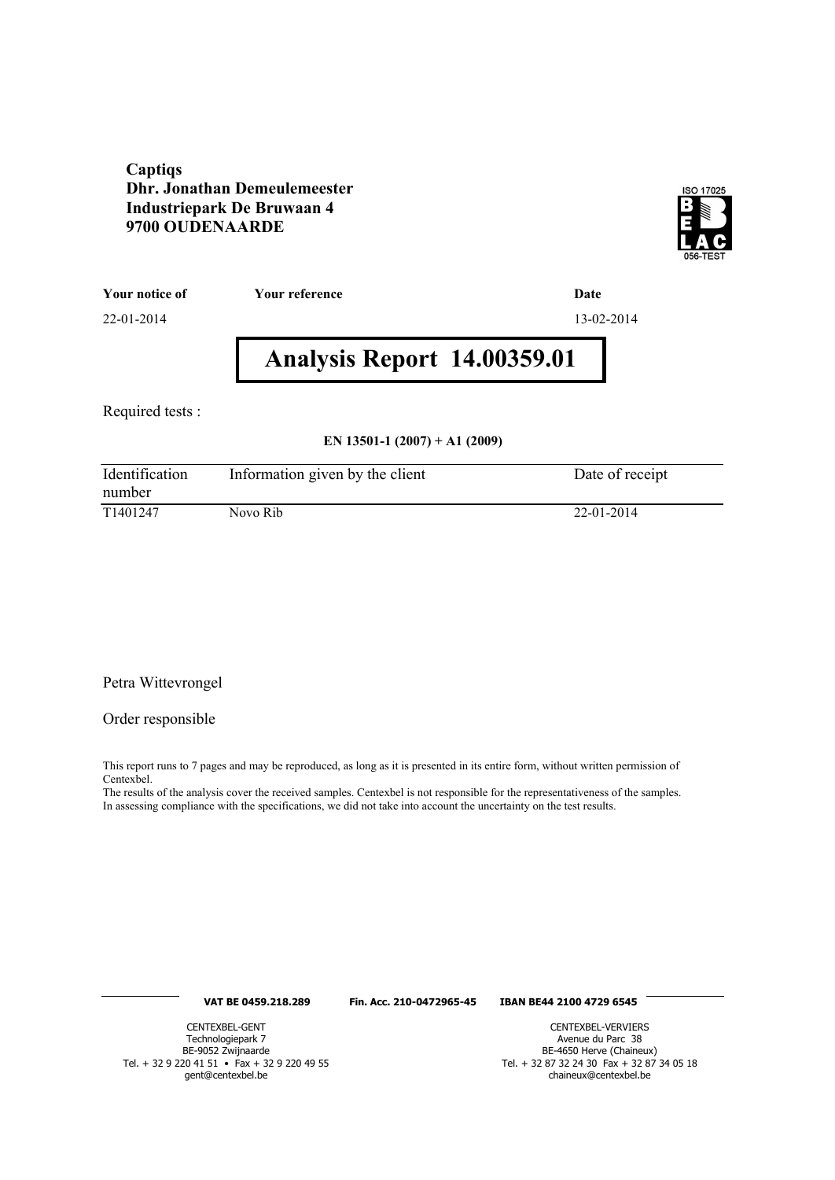**Captiqs**
**Dhr. Jonathan Demeulemeester**
**Industriepark De Bruwaan 4**
**9700 OUDENAARDE**

ISO 17025
BELAC
056-TEST

| **Your notice of** | **Your reference** | **Date** |
|---|---|---|
| 22-01-2014 | | 13-02-2014 |

# Analysis Report 14.00359.01

Required tests :

**EN 13501-1 (2007) + A1 (2009)**

| Identification number | Information given by the client | Date of receipt |
|---|---|---|
| T1401247 | Novo Rib | 22-01-2014 |

Petra Wittevrongel

Order responsible

This report runs to 7 pages and may be reproduced, as long as it is presented in its entire form, without written permission of Centexbel.
The results of the analysis cover the received samples. Centexbel is not responsible for the representativeness of the samples.
In assessing compliance with the specifications, we did not take into account the uncertainty on the test results.

**VAT BE 0459.218.289** **Fin. Acc. 210-0472965-45** **IBAN BE44 2100 4729 6545**

CENTEXBEL-GENT
Technologiepark 7
BE-9052 Zwijnaarde
Tel. + 32 9 220 41 51 • Fax + 32 9 220 49 55
gent@centexbel.be

CENTEXBEL-VERVIERS
Avenue du Parc 38
BE-4650 Herve (Chaineux)
Tel. + 32 87 32 24 30 Fax + 32 87 34 05 18
chaineux@centexbel.be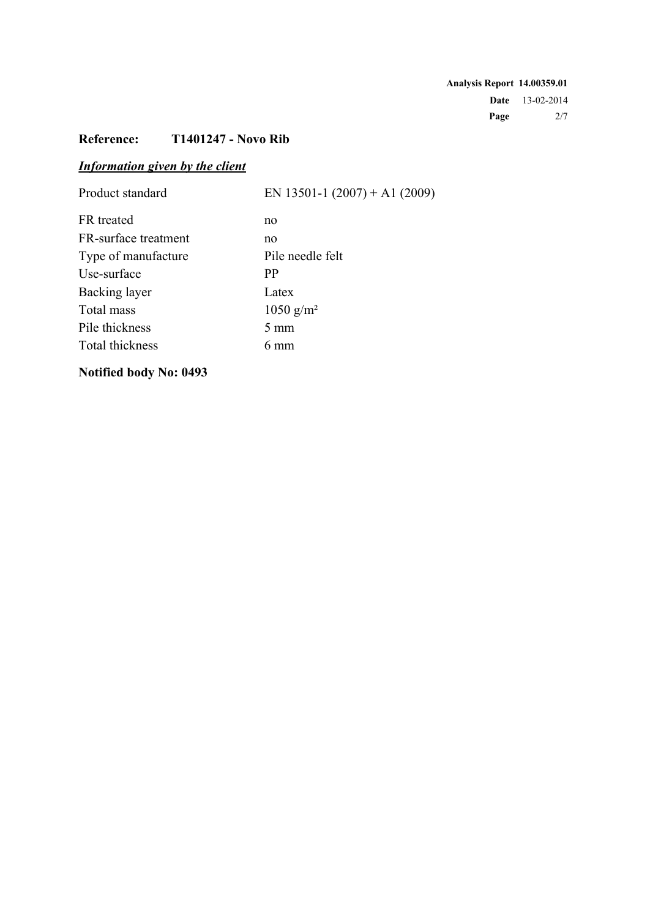**Reference: T1401247 - Novo Rib**

***Information given by the client***

| | |
|---|---|
| Product standard | EN 13501-1 (2007) + A1 (2009) |
| FR treated | no |
| FR-surface treatment | no |
| Type of manufacture | Pile needle felt |
| Use-surface | PP |
| Backing layer | Latex |
| Total mass | 1050 g/m² |
| Pile thickness | 5 mm |
| Total thickness | 6 mm |

**Notified body No: 0493**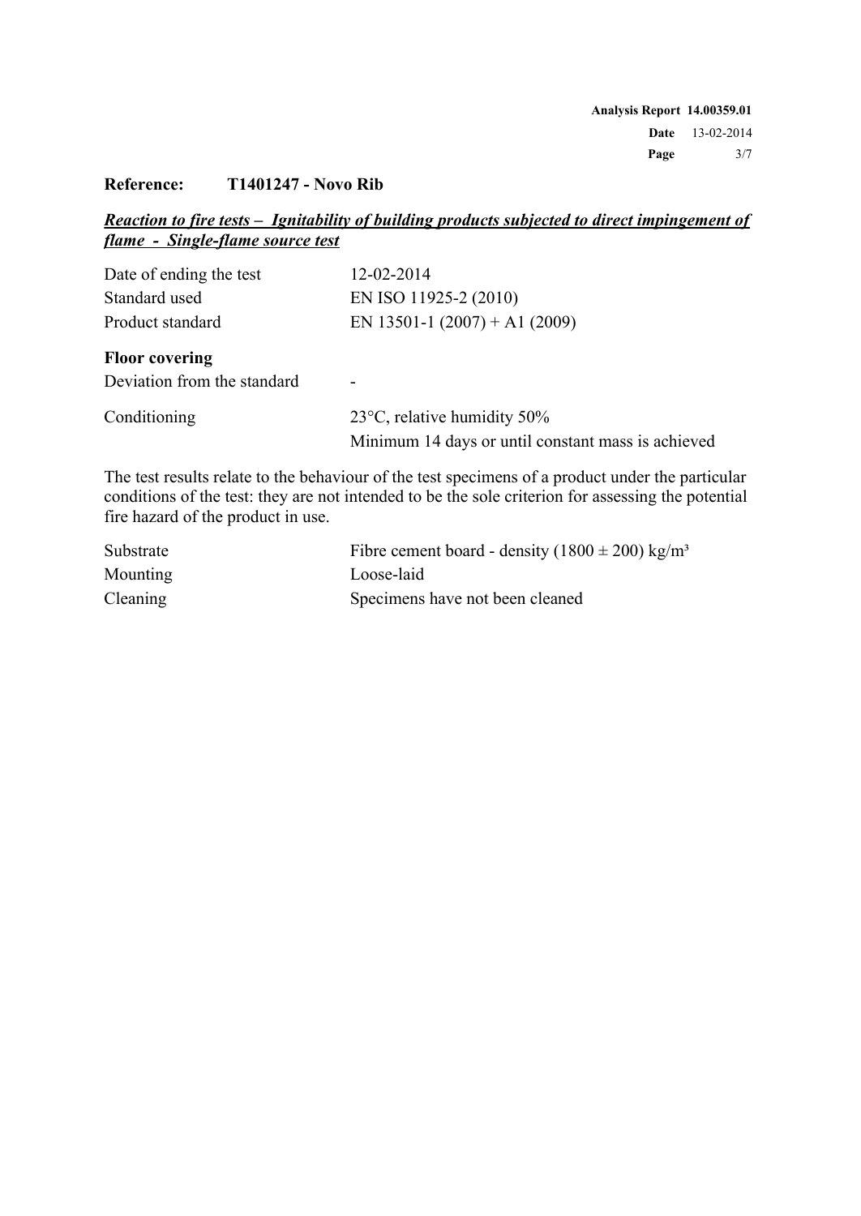**Reference: T1401247 - Novo Rib**

***Reaction to fire tests – Ignitability of building products subjected to direct impingement of flame - Single-flame source test***

| | |
|---|---|
| Date of ending the test | 12-02-2014 |
| Standard used | EN ISO 11925-2 (2010) |
| Product standard | EN 13501-1 (2007) + A1 (2009) |

**Floor covering**

| | |
|---|---|
| Deviation from the standard | - |
| Conditioning | 23°C, relative humidity 50%<br>Minimum 14 days or until constant mass is achieved |

The test results relate to the behaviour of the test specimens of a product under the particular conditions of the test: they are not intended to be the sole criterion for assessing the potential fire hazard of the product in use.

| | |
|---|---|
| Substrate | Fibre cement board - density (1800 ± 200) kg/m³ |
| Mounting | Loose-laid |
| Cleaning | Specimens have not been cleaned |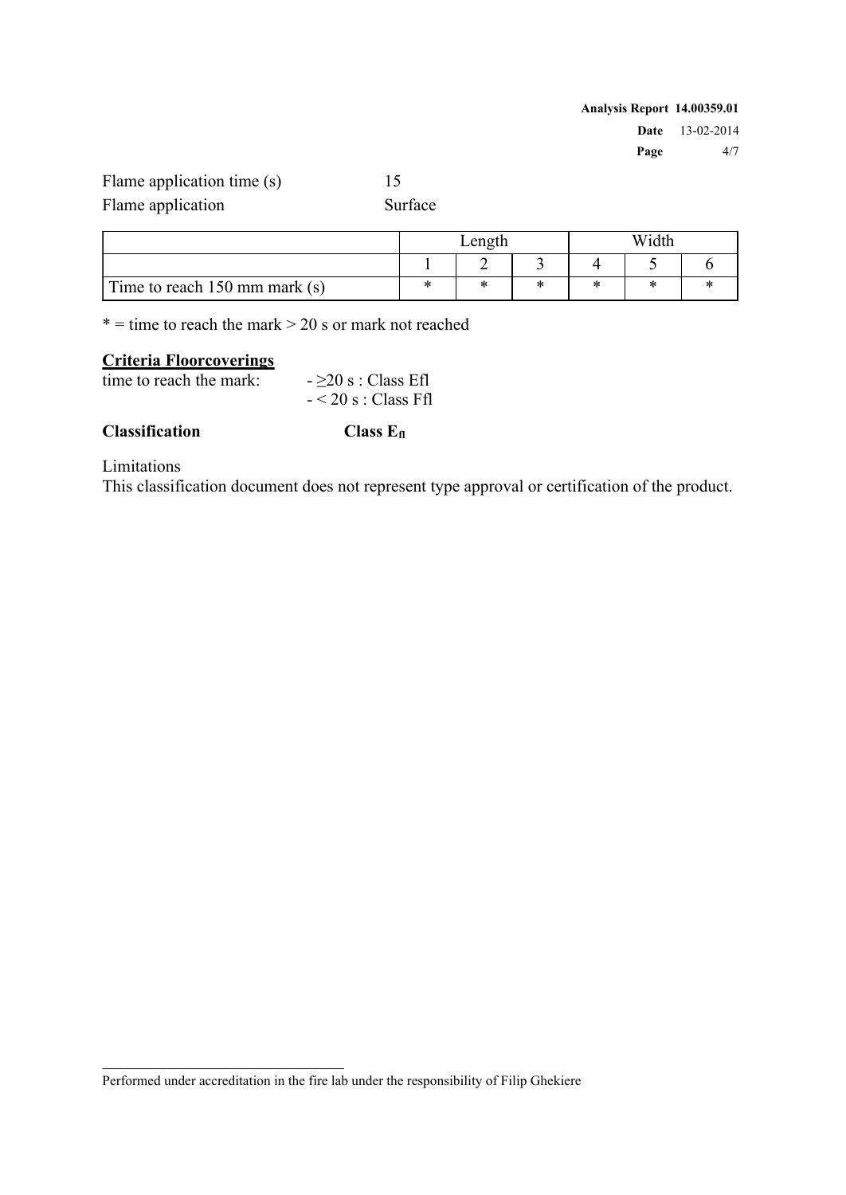Flame application time (s) 15
Flame application Surface

| | Length | | | Width | | |
|---|---|---|---|---|---|---|
| | 1 | 2 | 3 | 4 | 5 | 6 |
| Time to reach 150 mm mark (s) | * | * | * | * | * | * |

* = time to reach the mark > 20 s or mark not reached

**Criteria Floorcoverings**

time to reach the mark: - ≥20 s : Class Efl
- < 20 s : Class Ffl

**Classification** **Class $E_{fl}$**

Limitations
This classification document does not represent type approval or certification of the product.

Performed under accreditation in the fire lab under the responsibility of Filip Ghekiere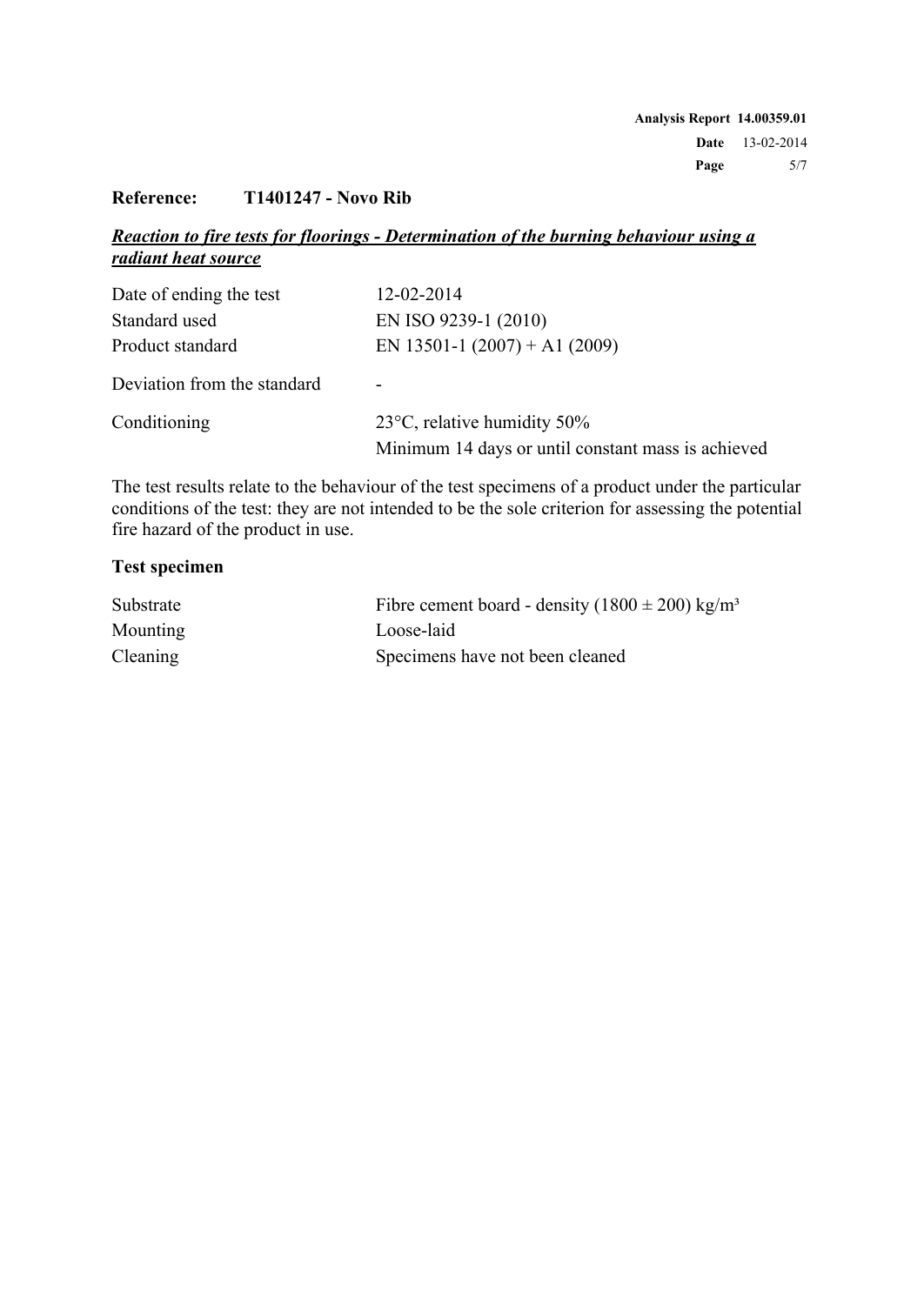**Reference:** **T1401247 - Novo Rib**

***Reaction to fire tests for floorings - Determination of the burning behaviour using a radiant heat source***

| | |
|---|---|
| Date of ending the test | 12-02-2014 |
| Standard used | EN ISO 9239-1 (2010) |
| Product standard | EN 13501-1 (2007) + A1 (2009) |
| Deviation from the standard | - |
| Conditioning | 23°C, relative humidity 50%<br>Minimum 14 days or until constant mass is achieved |

The test results relate to the behaviour of the test specimens of a product under the particular conditions of the test: they are not intended to be the sole criterion for assessing the potential fire hazard of the product in use.

**Test specimen**

| | |
|---|---|
| Substrate | Fibre cement board - density (1800 ± 200) kg/m³ |
| Mounting | Loose-laid |
| Cleaning | Specimens have not been cleaned |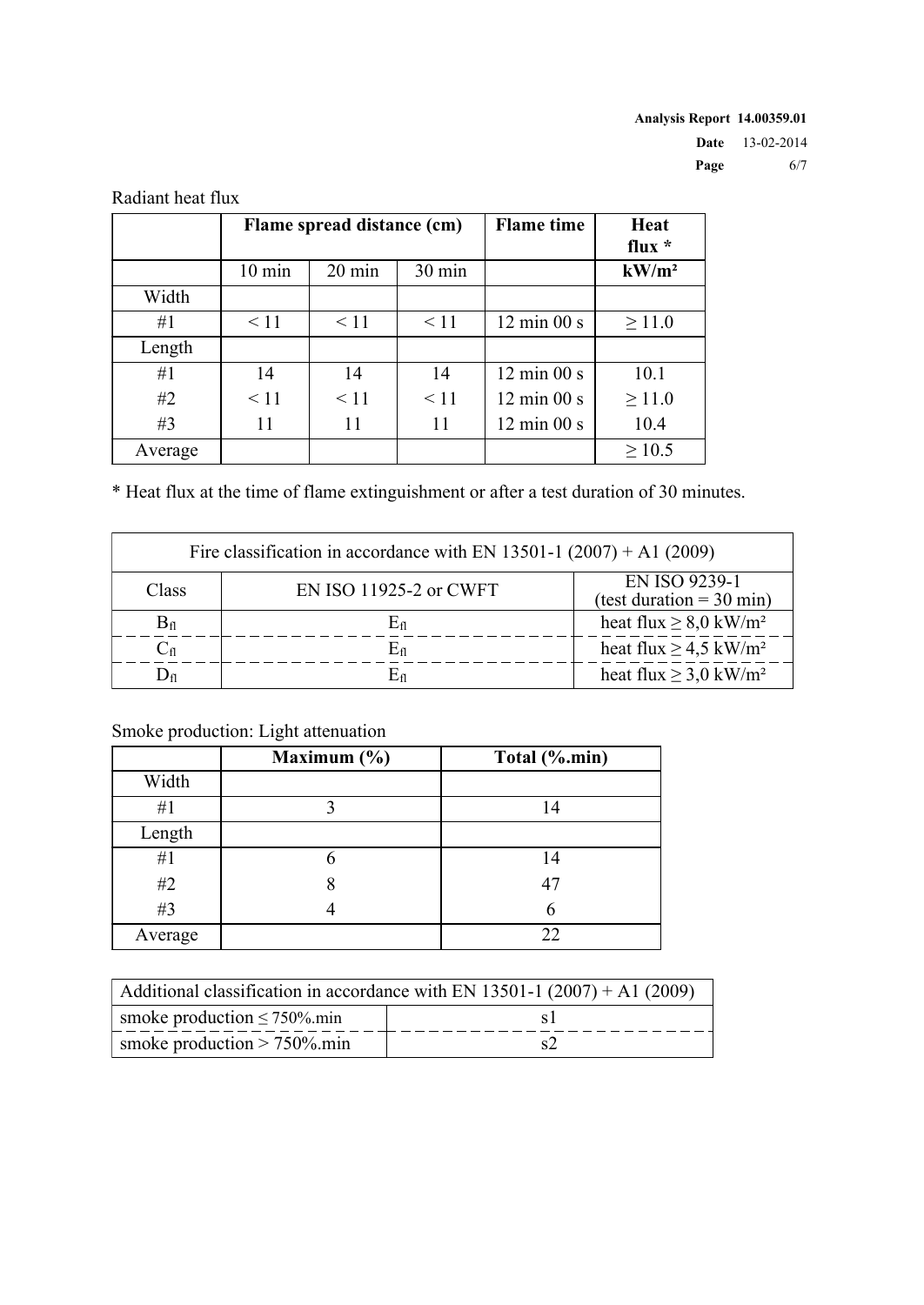Radiant heat flux

| | Flame spread distance (cm) | | | Flame time | Heat flux * |
|---|---|---|---|---|---|
| | 10 min | 20 min | 30 min | | kW/m² |
| Width | | | | | |
| #1 | < 11 | < 11 | < 11 | 12 min 00 s | ≥ 11.0 |
| Length | | | | | |
| #1 | 14 | 14 | 14 | 12 min 00 s | 10.1 |
| #2 | < 11 | < 11 | < 11 | 12 min 00 s | ≥ 11.0 |
| #3 | 11 | 11 | 11 | 12 min 00 s | 10.4 |
| Average | | | | | ≥ 10.5 |

* Heat flux at the time of flame extinguishment or after a test duration of 30 minutes.

| Fire classification in accordance with EN 13501-1 (2007) + A1 (2009) | | |
|---|---|---|
| Class | EN ISO 11925-2 or CWFT | EN ISO 9239-1 (test duration = 30 min) |
| $B_{fl}$ | $E_{fl}$ | heat flux ≥ 8,0 kW/m² |
| $C_{fl}$ | $E_{fl}$ | heat flux ≥ 4,5 kW/m² |
| $D_{fl}$ | $E_{fl}$ | heat flux ≥ 3,0 kW/m² |

Smoke production: Light attenuation

| | Maximum (%) | Total (%.min) |
|---|---|---|
| Width | | |
| #1 | 3 | 14 |
| Length | | |
| #1 | 6 | 14 |
| #2 | 8 | 47 |
| #3 | 4 | 6 |
| Average | | 22 |

| Additional classification in accordance with EN 13501-1 (2007) + A1 (2009) | |
|---|---|
| smoke production ≤ 750%.min | s1 |
| smoke production > 750%.min | s2 |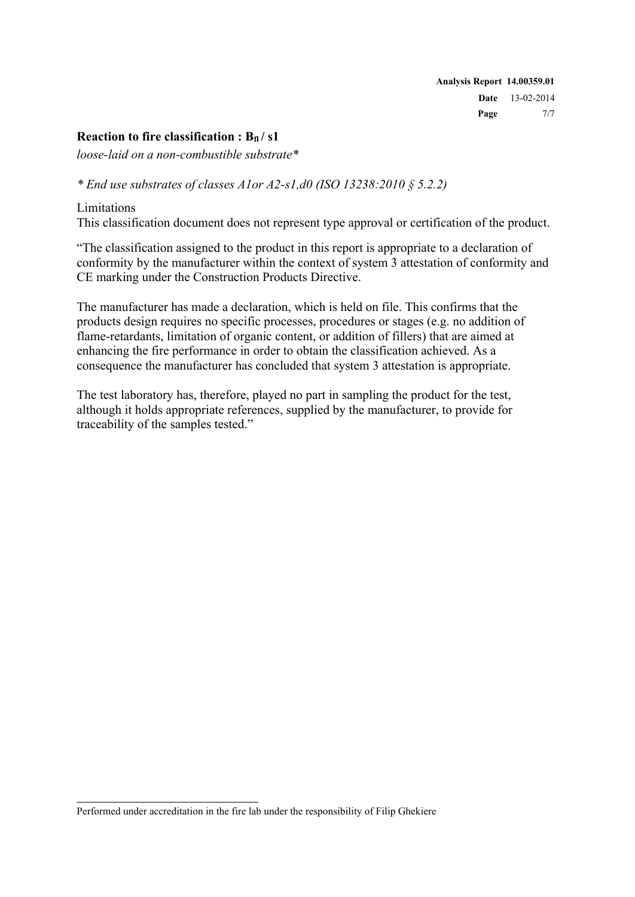**Reaction to fire classification : $B_{fl}$ / s1**

*loose-laid on a non-combustible substrate**

** End use substrates of classes A1or A2-s1,d0 (ISO 13238:2010 § 5.2.2)*

Limitations

This classification document does not represent type approval or certification of the product.

“The classification assigned to the product in this report is appropriate to a declaration of conformity by the manufacturer within the context of system 3 attestation of conformity and CE marking under the Construction Products Directive.

The manufacturer has made a declaration, which is held on file. This confirms that the products design requires no specific processes, procedures or stages (e.g. no addition of flame-retardants, limitation of organic content, or addition of fillers) that are aimed at enhancing the fire performance in order to obtain the classification achieved. As a consequence the manufacturer has concluded that system 3 attestation is appropriate.

The test laboratory has, therefore, played no part in sampling the product for the test, although it holds appropriate references, supplied by the manufacturer, to provide for traceability of the samples tested.”

---

Performed under accreditation in the fire lab under the responsibility of Filip Ghekiere